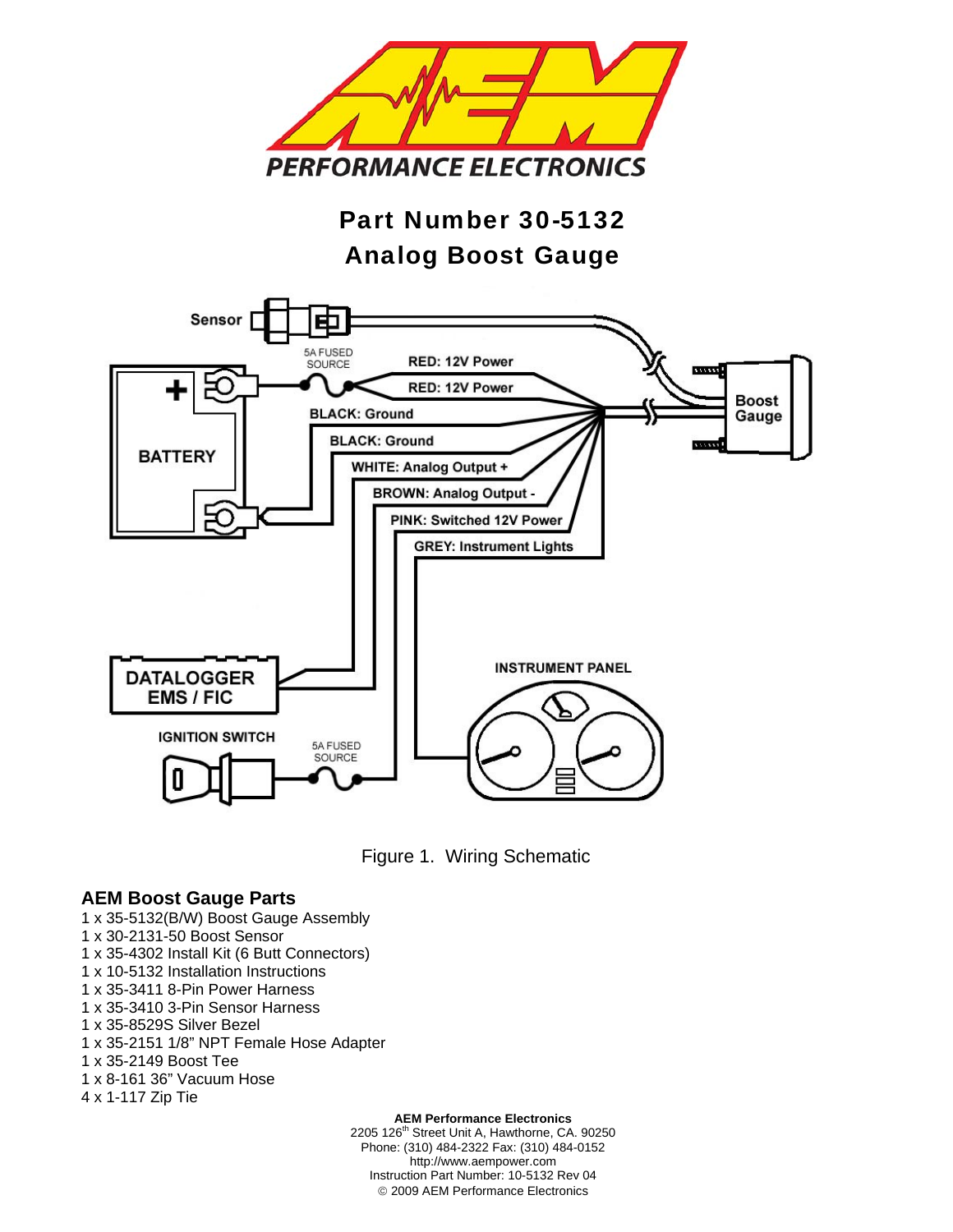# Part Number 30-5132
# Analog Boost Gauge

Figure 1. Wiring Schematic

## AEM Boost Gauge Parts

1 x 35-5132(B/W) Boost Gauge Assembly
1 x 30-2131-50 Boost Sensor
1 x 35-4302 Install Kit (6 Butt Connectors)
1 x 10-5132 Installation Instructions
1 x 35-3411 8-Pin Power Harness
1 x 35-3410 3-Pin Sensor Harness
1 x 35-8529S Silver Bezel
1 x 35-2151 1/8" NPT Female Hose Adapter
1 x 35-2149 Boost Tee
1 x 8-161 36" Vacuum Hose
4 x 1-117 Zip Tie

**AEM Performance Electronics**
2205 126th Street Unit A, Hawthorne, CA. 90250
Phone: (310) 484-2322 Fax: (310) 484-0152
http://www.aempower.com
Instruction Part Number: 10-5132 Rev 04
© 2009 AEM Performance Electronics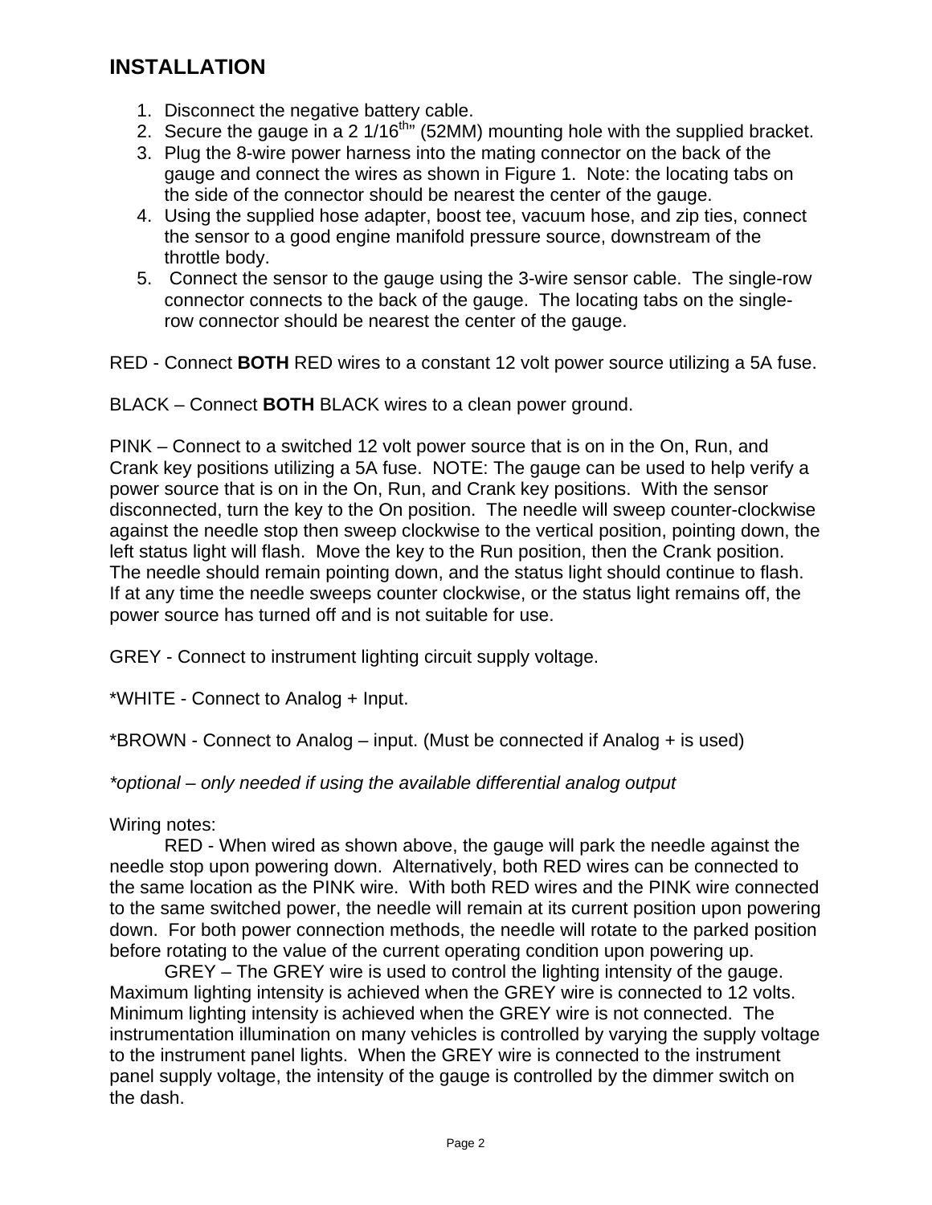## INSTALLATION

1. Disconnect the negative battery cable.
2. Secure the gauge in a 2 1/16th" (52MM) mounting hole with the supplied bracket.
3. Plug the 8-wire power harness into the mating connector on the back of the gauge and connect the wires as shown in Figure 1. Note: the locating tabs on the side of the connector should be nearest the center of the gauge.
4. Using the supplied hose adapter, boost tee, vacuum hose, and zip ties, connect the sensor to a good engine manifold pressure source, downstream of the throttle body.
5. Connect the sensor to the gauge using the 3-wire sensor cable. The single-row connector connects to the back of the gauge. The locating tabs on the single-row connector should be nearest the center of the gauge.

RED - Connect **BOTH** RED wires to a constant 12 volt power source utilizing a 5A fuse.

BLACK – Connect **BOTH** BLACK wires to a clean power ground.

PINK – Connect to a switched 12 volt power source that is on in the On, Run, and Crank key positions utilizing a 5A fuse. NOTE: The gauge can be used to help verify a power source that is on in the On, Run, and Crank key positions. With the sensor disconnected, turn the key to the On position. The needle will sweep counter-clockwise against the needle stop then sweep clockwise to the vertical position, pointing down, the left status light will flash. Move the key to the Run position, then the Crank position. The needle should remain pointing down, and the status light should continue to flash. If at any time the needle sweeps counter clockwise, or the status light remains off, the power source has turned off and is not suitable for use.

GREY - Connect to instrument lighting circuit supply voltage.

*WHITE - Connect to Analog + Input.

*BROWN - Connect to Analog – input. (Must be connected if Analog + is used)

*\*optional – only needed if using the available differential analog output*

Wiring notes:

RED - When wired as shown above, the gauge will park the needle against the needle stop upon powering down. Alternatively, both RED wires can be connected to the same location as the PINK wire. With both RED wires and the PINK wire connected to the same switched power, the needle will remain at its current position upon powering down. For both power connection methods, the needle will rotate to the parked position before rotating to the value of the current operating condition upon powering up.

GREY – The GREY wire is used to control the lighting intensity of the gauge. Maximum lighting intensity is achieved when the GREY wire is connected to 12 volts. Minimum lighting intensity is achieved when the GREY wire is not connected. The instrumentation illumination on many vehicles is controlled by varying the supply voltage to the instrument panel lights. When the GREY wire is connected to the instrument panel supply voltage, the intensity of the gauge is controlled by the dimmer switch on the dash.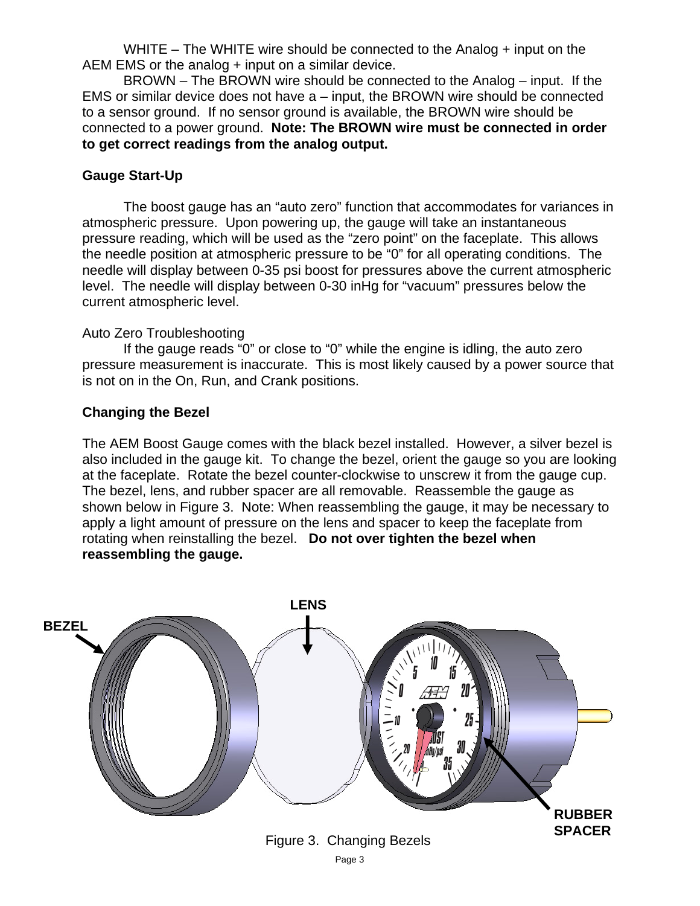WHITE – The WHITE wire should be connected to the Analog + input on the AEM EMS or the analog + input on a similar device.

BROWN – The BROWN wire should be connected to the Analog – input. If the EMS or similar device does not have a – input, the BROWN wire should be connected to a sensor ground. If no sensor ground is available, the BROWN wire should be connected to a power ground. **Note: The BROWN wire must be connected in order to get correct readings from the analog output.**

### Gauge Start-Up

The boost gauge has an "auto zero" function that accommodates for variances in atmospheric pressure. Upon powering up, the gauge will take an instantaneous pressure reading, which will be used as the "zero point" on the faceplate. This allows the needle position at atmospheric pressure to be "0" for all operating conditions. The needle will display between 0-35 psi boost for pressures above the current atmospheric level. The needle will display between 0-30 inHg for "vacuum" pressures below the current atmospheric level.

Auto Zero Troubleshooting

If the gauge reads "0" or close to "0" while the engine is idling, the auto zero pressure measurement is inaccurate. This is most likely caused by a power source that is not on in the On, Run, and Crank positions.

### Changing the Bezel

The AEM Boost Gauge comes with the black bezel installed. However, a silver bezel is also included in the gauge kit. To change the bezel, orient the gauge so you are looking at the faceplate. Rotate the bezel counter-clockwise to unscrew it from the gauge cup. The bezel, lens, and rubber spacer are all removable. Reassemble the gauge as shown below in Figure 3. Note: When reassembling the gauge, it may be necessary to apply a light amount of pressure on the lens and spacer to keep the faceplate from rotating when reinstalling the bezel. **Do not over tighten the bezel when reassembling the gauge.**

BEZEL

LENS

RUBBER SPACER

Figure 3. Changing Bezels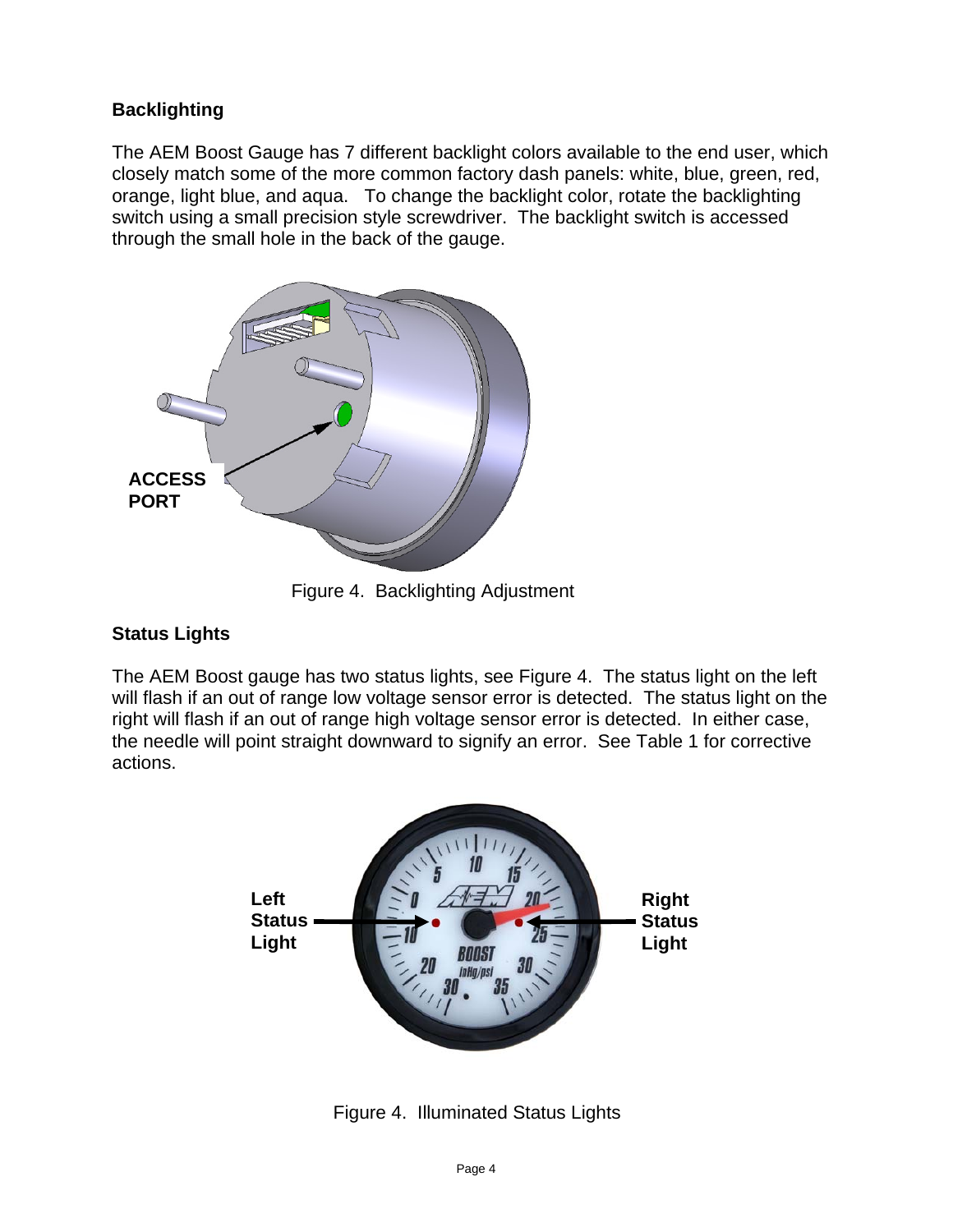## Backlighting

The AEM Boost Gauge has 7 different backlight colors available to the end user, which closely match some of the more common factory dash panels: white, blue, green, red, orange, light blue, and aqua. To change the backlight color, rotate the backlighting switch using a small precision style screwdriver. The backlight switch is accessed through the small hole in the back of the gauge.

Figure 4. Backlighting Adjustment

## Status Lights

The AEM Boost gauge has two status lights, see Figure 4. The status light on the left will flash if an out of range low voltage sensor error is detected. The status light on the right will flash if an out of range high voltage sensor error is detected. In either case, the needle will point straight downward to signify an error. See Table 1 for corrective actions.

Figure 4. Illuminated Status Lights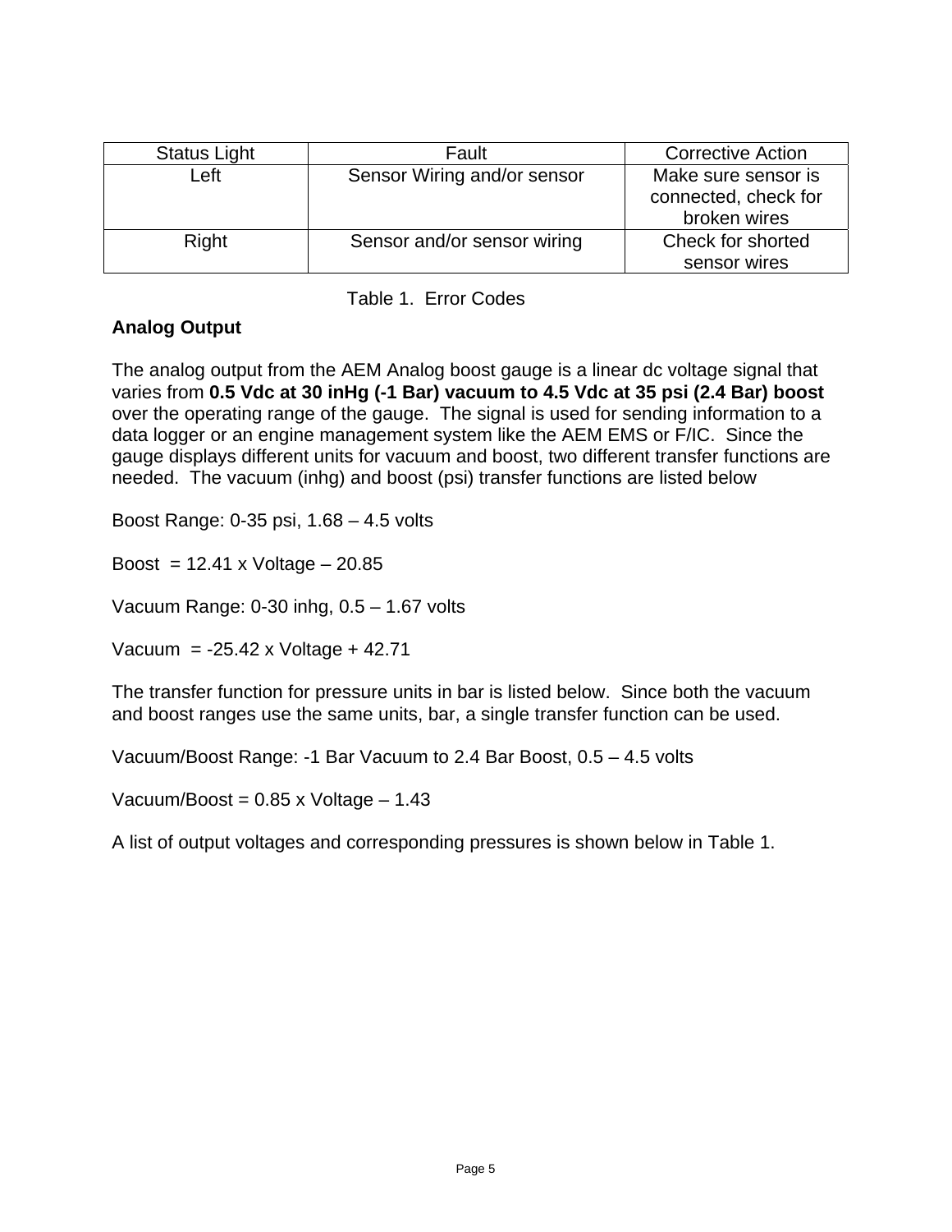| Status Light | Fault | Corrective Action |
| --- | --- | --- |
| Left | Sensor Wiring and/or sensor | Make sure sensor is connected, check for broken wires |
| Right | Sensor and/or sensor wiring | Check for shorted sensor wires |

Table 1. Error Codes

**Analog Output**

The analog output from the AEM Analog boost gauge is a linear dc voltage signal that varies from **0.5 Vdc at 30 inHg (-1 Bar) vacuum to 4.5 Vdc at 35 psi (2.4 Bar) boost** over the operating range of the gauge. The signal is used for sending information to a data logger or an engine management system like the AEM EMS or F/IC. Since the gauge displays different units for vacuum and boost, two different transfer functions are needed. The vacuum (inhg) and boost (psi) transfer functions are listed below

Boost Range: 0-35 psi, 1.68 – 4.5 volts

Boost = 12.41 x Voltage – 20.85

Vacuum Range: 0-30 inhg, 0.5 – 1.67 volts

Vacuum = -25.42 x Voltage + 42.71

The transfer function for pressure units in bar is listed below. Since both the vacuum and boost ranges use the same units, bar, a single transfer function can be used.

Vacuum/Boost Range: -1 Bar Vacuum to 2.4 Bar Boost, 0.5 – 4.5 volts

Vacuum/Boost = 0.85 x Voltage – 1.43

A list of output voltages and corresponding pressures is shown below in Table 1.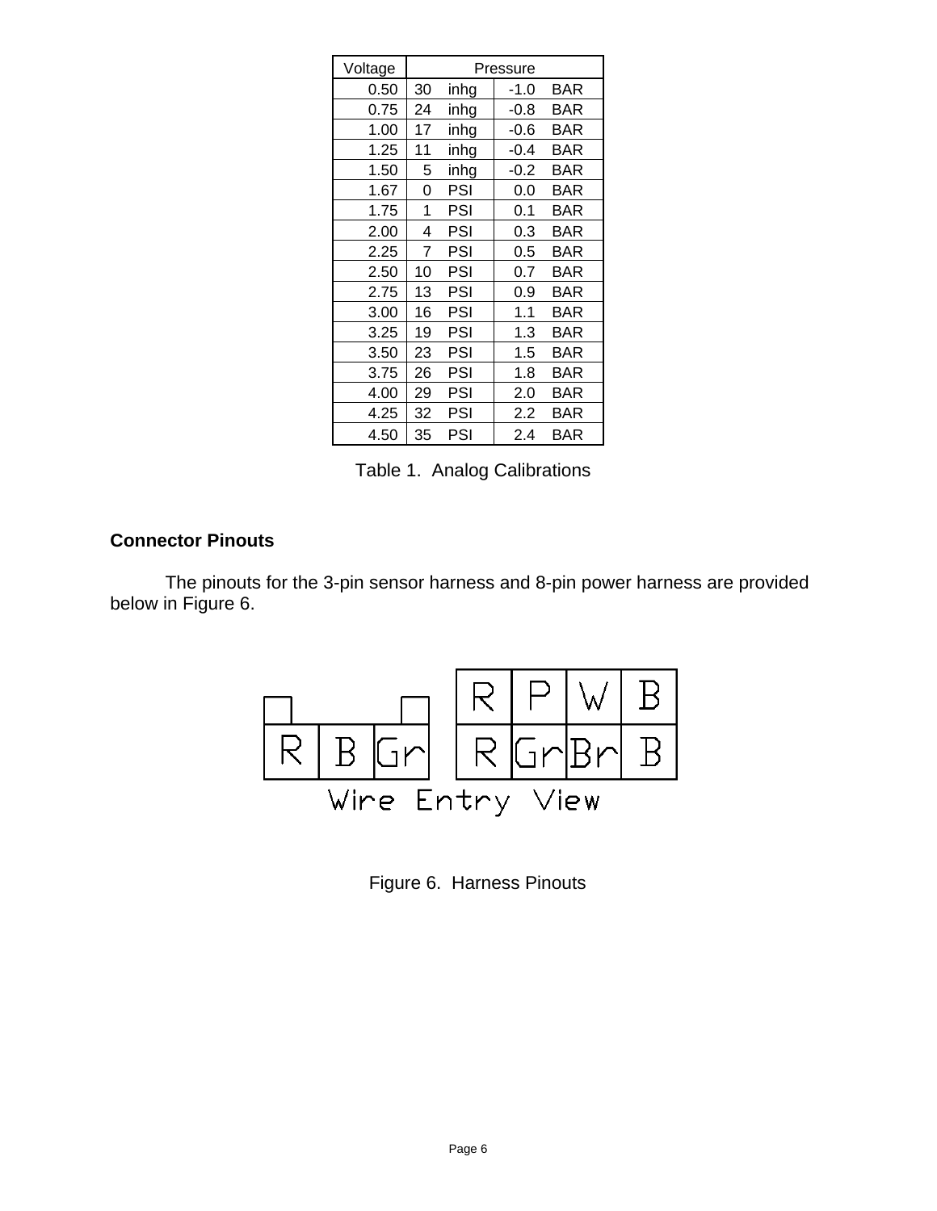| Voltage | Pressure | | | |
|---|---|---|---|---|
| 0.50 | 30 | inhg | -1.0 | BAR |
| 0.75 | 24 | inhg | -0.8 | BAR |
| 1.00 | 17 | inhg | -0.6 | BAR |
| 1.25 | 11 | inhg | -0.4 | BAR |
| 1.50 | 5 | inhg | -0.2 | BAR |
| 1.67 | 0 | PSI | 0.0 | BAR |
| 1.75 | 1 | PSI | 0.1 | BAR |
| 2.00 | 4 | PSI | 0.3 | BAR |
| 2.25 | 7 | PSI | 0.5 | BAR |
| 2.50 | 10 | PSI | 0.7 | BAR |
| 2.75 | 13 | PSI | 0.9 | BAR |
| 3.00 | 16 | PSI | 1.1 | BAR |
| 3.25 | 19 | PSI | 1.3 | BAR |
| 3.50 | 23 | PSI | 1.5 | BAR |
| 3.75 | 26 | PSI | 1.8 | BAR |
| 4.00 | 29 | PSI | 2.0 | BAR |
| 4.25 | 32 | PSI | 2.2 | BAR |
| 4.50 | 35 | PSI | 2.4 | BAR |

Table 1. Analog Calibrations

## Connector Pinouts

The pinouts for the 3-pin sensor harness and 8-pin power harness are provided below in Figure 6.

Figure 6. Harness Pinouts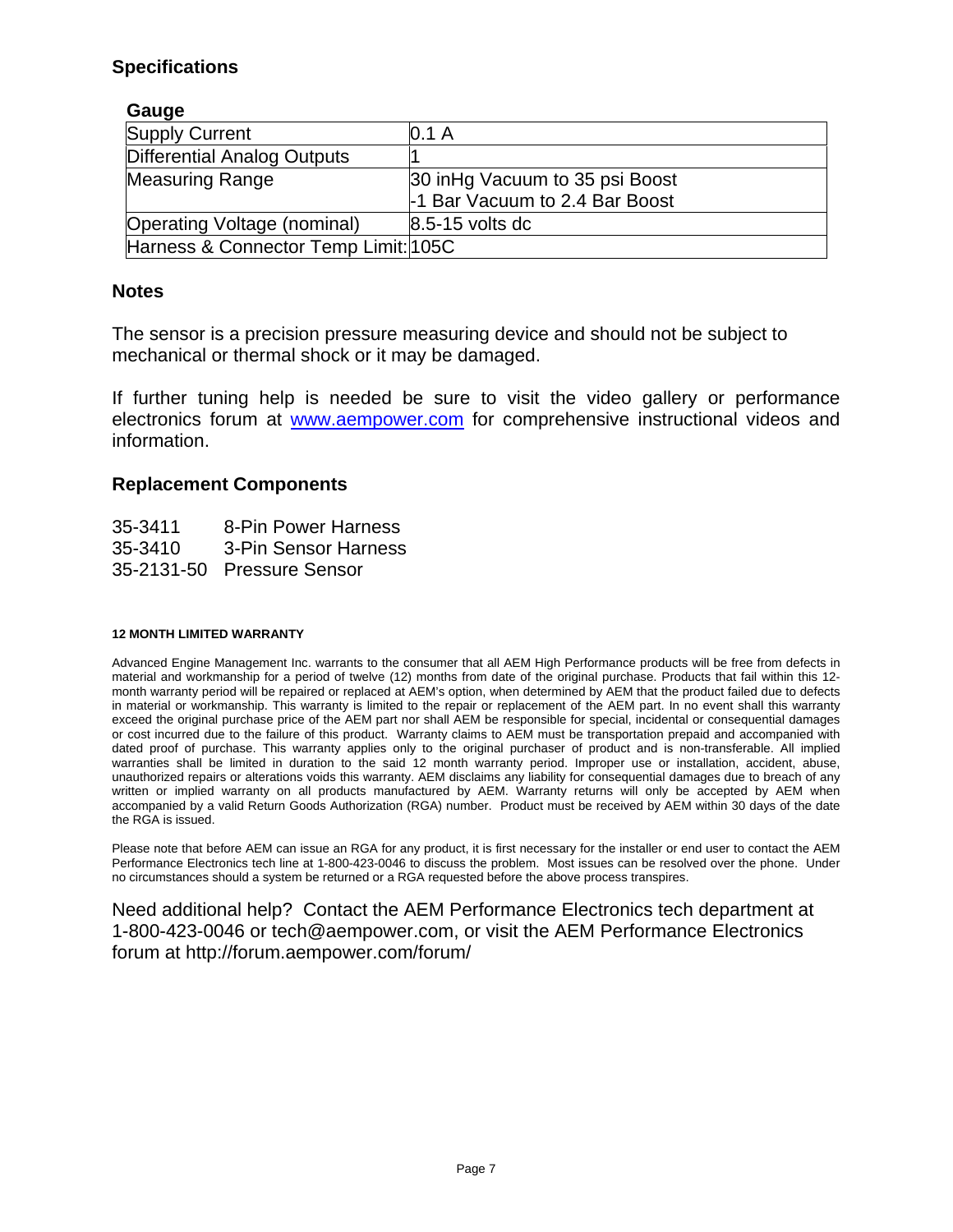## Specifications

### Gauge

| | |
|---|---|
| Supply Current | 0.1 A |
| Differential Analog Outputs | 1 |
| Measuring Range | 30 inHg Vacuum to 35 psi Boost<br>-1 Bar Vacuum to 2.4 Bar Boost |
| Operating Voltage (nominal) | 8.5-15 volts dc |
| Harness & Connector Temp Limit: | 105C |

## Notes

The sensor is a precision pressure measuring device and should not be subject to mechanical or thermal shock or it may be damaged.

If further tuning help is needed be sure to visit the video gallery or performance electronics forum at www.aempower.com for comprehensive instructional videos and information.

## Replacement Components

35-3411 8-Pin Power Harness
35-3410 3-Pin Sensor Harness
35-2131-50 Pressure Sensor

**12 MONTH LIMITED WARRANTY**

Advanced Engine Management Inc. warrants to the consumer that all AEM High Performance products will be free from defects in material and workmanship for a period of twelve (12) months from date of the original purchase. Products that fail within this 12-month warranty period will be repaired or replaced at AEM's option, when determined by AEM that the product failed due to defects in material or workmanship. This warranty is limited to the repair or replacement of the AEM part. In no event shall this warranty exceed the original purchase price of the AEM part nor shall AEM be responsible for special, incidental or consequential damages or cost incurred due to the failure of this product. Warranty claims to AEM must be transportation prepaid and accompanied with dated proof of purchase. This warranty applies only to the original purchaser of product and is non-transferable. All implied warranties shall be limited in duration to the said 12 month warranty period. Improper use or installation, accident, abuse, unauthorized repairs or alterations voids this warranty. AEM disclaims any liability for consequential damages due to breach of any written or implied warranty on all products manufactured by AEM. Warranty returns will only be accepted by AEM when accompanied by a valid Return Goods Authorization (RGA) number. Product must be received by AEM within 30 days of the date the RGA is issued.

Please note that before AEM can issue an RGA for any product, it is first necessary for the installer or end user to contact the AEM Performance Electronics tech line at 1-800-423-0046 to discuss the problem. Most issues can be resolved over the phone. Under no circumstances should a system be returned or a RGA requested before the above process transpires.

Need additional help? Contact the AEM Performance Electronics tech department at 1-800-423-0046 or tech@aempower.com, or visit the AEM Performance Electronics forum at http://forum.aempower.com/forum/